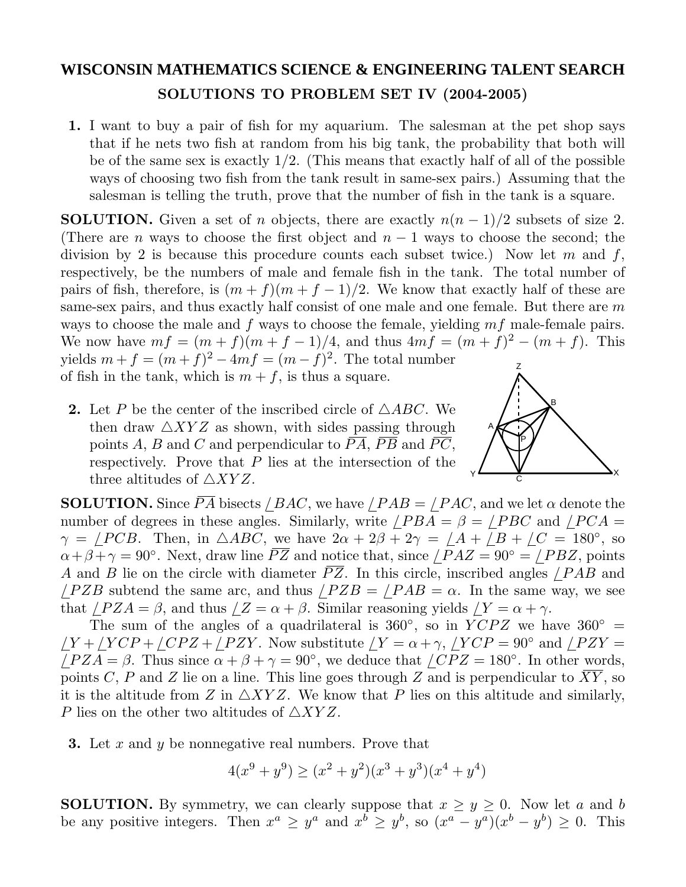# WISCONSIN MATHEMATICS SCIENCE & ENGINEERING TALENT SEARCH

## SOLUTIONS TO PROBLEM SET IV (2004-2005)

**1.** I want to buy a pair of fish for my aquarium. The salesman at the pet shop says that if he nets two fish at random from his big tank, the probability that both will be of the same sex is exactly 1/2. (This means that exactly half of all of the possible ways of choosing two fish from the tank result in same-sex pairs.) Assuming that the salesman is telling the truth, prove that the number of fish in the tank is a square.

**SOLUTION.** Given a set of $n$ objects, there are exactly $n(n-1)/2$ subsets of size 2. (There are $n$ ways to choose the first object and $n-1$ ways to choose the second; the division by 2 is because this procedure counts each subset twice.) Now let $m$ and $f$, respectively, be the numbers of male and female fish in the tank. The total number of pairs of fish, therefore, is $(m+f)(m+f-1)/2$. We know that exactly half of these are same-sex pairs, and thus exactly half consist of one male and one female. But there are $m$ ways to choose the male and $f$ ways to choose the female, yielding $mf$ male-female pairs. We now have $mf = (m+f)(m+f-1)/4$, and thus $4mf = (m+f)^2 - (m+f)$. This yields $m+f = (m+f)^2 - 4mf = (m-f)^2$. The total number of fish in the tank, which is $m+f$, is thus a square.

**2.** Let $P$ be the center of the inscribed circle of $\triangle ABC$. We then draw $\triangle XYZ$ as shown, with sides passing through points $A$, $B$ and $C$ and perpendicular to $\overline{PA}$, $\overline{PB}$ and $\overline{PC}$, respectively. Prove that $P$ lies at the intersection of the three altitudes of $\triangle XYZ$.

**SOLUTION.** Since $\overline{PA}$ bisects $\angle BAC$, we have $\angle PAB = \angle PAC$, and we let $\alpha$ denote the number of degrees in these angles. Similarly, write $\angle PBA = \beta = \angle PBC$ and $\angle PCA = \gamma = \angle PCB$. Then, in $\triangle ABC$, we have $2\alpha + 2\beta + 2\gamma = \angle A + \angle B + \angle C = 180°$, so $\alpha+\beta+\gamma = 90°$. Next, draw line $\overline{PZ}$ and notice that, since $\angle PAZ = 90° = \angle PBZ$, points $A$ and $B$ lie on the circle with diameter $\overline{PZ}$. In this circle, inscribed angles $\angle PAB$ and $\angle PZB$ subtend the same arc, and thus $\angle PZB = \angle PAB = \alpha$. In the same way, we see that $\angle PZA = \beta$, and thus $\angle Z = \alpha + \beta$. Similar reasoning yields $\angle Y = \alpha + \gamma$.

The sum of the angles of a quadrilateral is 360°, so in $YCPZ$ we have $360° = \angle Y + \angle YCP + \angle CPZ + \angle PZY$. Now substitute $\angle Y = \alpha+\gamma$, $\angle YCP = 90°$ and $\angle PZY = \angle PZA = \beta$. Thus since $\alpha+\beta+\gamma = 90°$, we deduce that $\angle CPZ = 180°$. In other words, points $C$, $P$ and $Z$ lie on a line. This line goes through $Z$ and is perpendicular to $\overline{XY}$, so it is the altitude from $Z$ in $\triangle XYZ$. We know that $P$ lies on this altitude and similarly, $P$ lies on the other two altitudes of $\triangle XYZ$.

**3.** Let $x$ and $y$ be nonnegative real numbers. Prove that

$$4(x^9 + y^9) \geq (x^2 + y^2)(x^3 + y^3)(x^4 + y^4)$$

**SOLUTION.** By symmetry, we can clearly suppose that $x \geq y \geq 0$. Now let $a$ and $b$ be any positive integers. Then $x^a \geq y^a$ and $x^b \geq y^b$, so $(x^a - y^a)(x^b - y^b) \geq 0$. This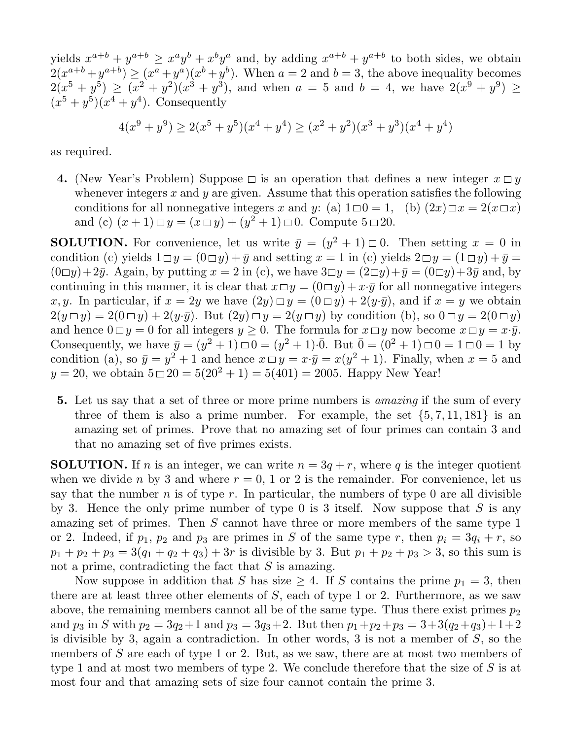yields $x^{a+b} + y^{a+b} \geq x^a y^b + x^b y^a$ and, by adding $x^{a+b} + y^{a+b}$ to both sides, we obtain $2(x^{a+b}+y^{a+b}) \geq (x^a+y^a)(x^b+y^b)$. When $a = 2$ and $b = 3$, the above inequality becomes $2(x^5 + y^5) \geq (x^2 + y^2)(x^3 + y^3)$, and when $a = 5$ and $b = 4$, we have $2(x^9 + y^9) \geq (x^5 + y^5)(x^4 + y^4)$. Consequently

$$4(x^9 + y^9) \geq 2(x^5 + y^5)(x^4 + y^4) \geq (x^2 + y^2)(x^3 + y^3)(x^4 + y^4)$$

as required.

**4.** (New Year's Problem) Suppose $\square$ is an operation that defines a new integer $x \square y$ whenever integers $x$ and $y$ are given. Assume that this operation satisfies the following conditions for all nonnegative integers $x$ and $y$: (a) $1 \square 0 = 1$, (b) $(2x) \square x = 2(x \square x)$ and (c) $(x + 1) \square y = (x \square y) + (y^2 + 1) \square 0$. Compute $5 \square 20$.

**SOLUTION.** For convenience, let us write $\bar{y} = (y^2 + 1) \square 0$. Then setting $x = 0$ in condition (c) yields $1 \square y = (0 \square y) + \bar{y}$ and setting $x = 1$ in (c) yields $2 \square y = (1 \square y) + \bar{y} = (0 \square y) + 2\bar{y}$. Again, by putting $x = 2$ in (c), we have $3 \square y = (2 \square y) + \bar{y} = (0 \square y) + 3\bar{y}$ and, by continuing in this manner, it is clear that $x \square y = (0 \square y) + x \cdot \bar{y}$ for all nonnegative integers $x, y$. In particular, if $x = 2y$ we have $(2y) \square y = (0 \square y) + 2(y \cdot \bar{y})$, and if $x = y$ we obtain $2(y \square y) = 2(0 \square y) + 2(y \cdot \bar{y})$. But $(2y) \square y = 2(y \square y)$ by condition (b), so $0 \square y = 2(0 \square y)$ and hence $0 \square y = 0$ for all integers $y \geq 0$. The formula for $x \square y$ now become $x \square y = x \cdot \bar{y}$. Consequently, we have $\bar{y} = (y^2 + 1) \square 0 = (y^2 + 1) \cdot \bar{0}$. But $\bar{0} = (0^2 + 1) \square 0 = 1 \square 0 = 1$ by condition (a), so $\bar{y} = y^2 + 1$ and hence $x \square y = x \cdot \bar{y} = x(y^2 + 1)$. Finally, when $x = 5$ and $y = 20$, we obtain $5 \square 20 = 5(20^2 + 1) = 5(401) = 2005$. Happy New Year!

**5.** Let us say that a set of three or more prime numbers is *amazing* if the sum of every three of them is also a prime number. For example, the set $\{5, 7, 11, 181\}$ is an amazing set of primes. Prove that no amazing set of four primes can contain 3 and that no amazing set of five primes exists.

**SOLUTION.** If $n$ is an integer, we can write $n = 3q + r$, where $q$ is the integer quotient when we divide $n$ by 3 and where $r = 0$, 1 or 2 is the remainder. For convenience, let us say that the number $n$ is of type $r$. In particular, the numbers of type 0 are all divisible by 3. Hence the only prime number of type 0 is 3 itself. Now suppose that $S$ is any amazing set of primes. Then $S$ cannot have three or more members of the same type 1 or 2. Indeed, if $p_1$, $p_2$ and $p_3$ are primes in $S$ of the same type $r$, then $p_i = 3q_i + r$, so $p_1 + p_2 + p_3 = 3(q_1 + q_2 + q_3) + 3r$ is divisible by 3. But $p_1 + p_2 + p_3 > 3$, so this sum is not a prime, contradicting the fact that $S$ is amazing.

Now suppose in addition that $S$ has size $\geq 4$. If $S$ contains the prime $p_1 = 3$, then there are at least three other elements of $S$, each of type 1 or 2. Furthermore, as we saw above, the remaining members cannot all be of the same type. Thus there exist primes $p_2$ and $p_3$ in $S$ with $p_2 = 3q_2 + 1$ and $p_3 = 3q_3 + 2$. But then $p_1 + p_2 + p_3 = 3 + 3(q_2 + q_3) + 1 + 2$ is divisible by 3, again a contradiction. In other words, 3 is not a member of $S$, so the members of $S$ are each of type 1 or 2. But, as we saw, there are at most two members of type 1 and at most two members of type 2. We conclude therefore that the size of $S$ is at most four and that amazing sets of size four cannot contain the prime 3.